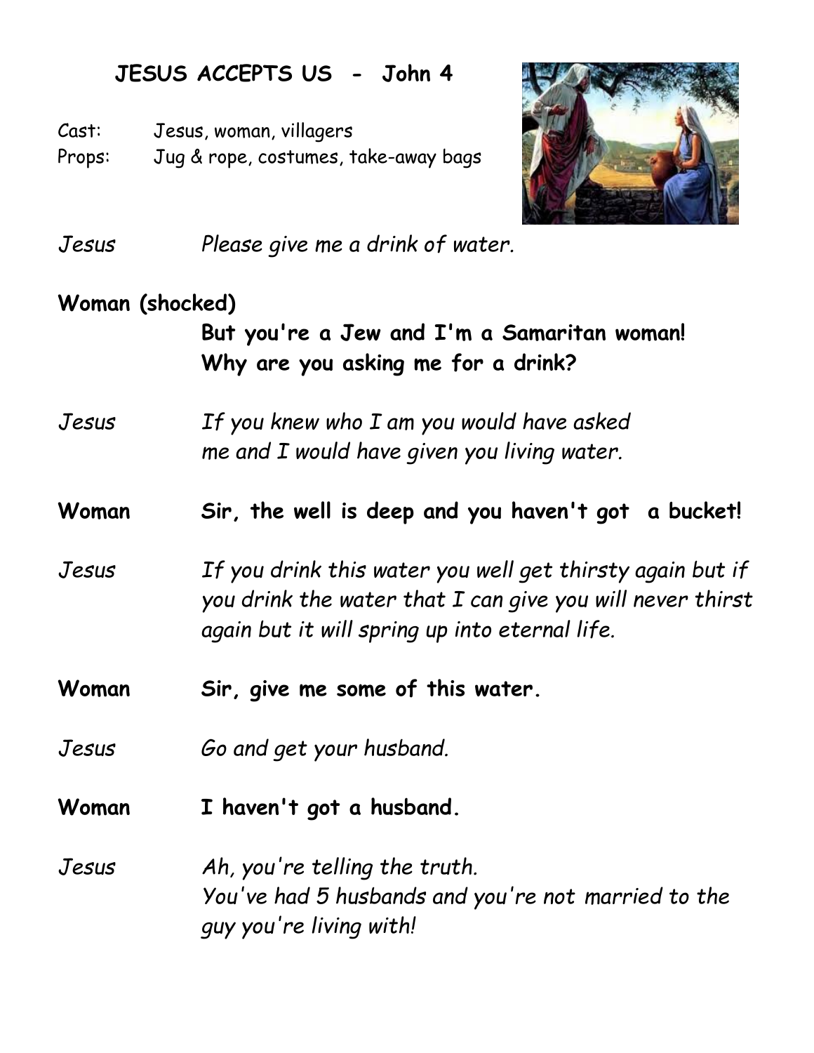# JESUS ACCEPTS US - John 4

Cast: Jesus, woman, villagers
Props: Jug & rope, costumes, take-away bags

*Jesus* *Please give me a drink of water.*

**Woman (shocked)**
**But you're a Jew and I'm a Samaritan woman! Why are you asking me for a drink?**

*Jesus* *If you knew who I am you would have asked me and I would have given you living water.*

**Woman** **Sir, the well is deep and you haven't got a bucket!**

*Jesus* *If you drink this water you well get thirsty again but if you drink the water that I can give you will never thirst again but it will spring up into eternal life.*

**Woman** **Sir, give me some of this water.**

*Jesus* *Go and get your husband.*

**Woman** **I haven't got a husband.**

*Jesus* *Ah, you're telling the truth. You've had 5 husbands and you're not married to the guy you're living with!*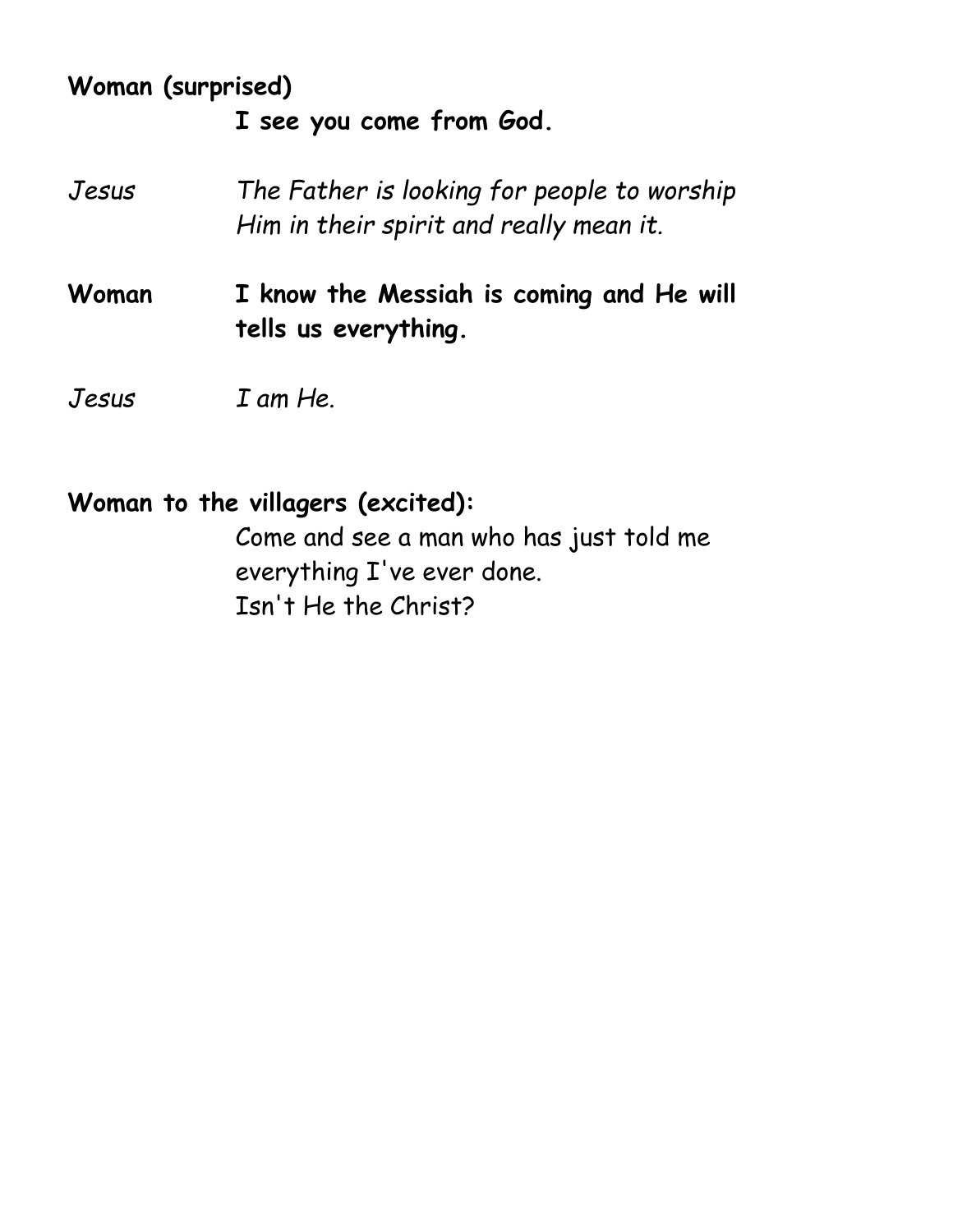**Woman (surprised)**

**I see you come from God.**

*Jesus* *The Father is looking for people to worship Him in their spirit and really mean it.*

**Woman** **I know the Messiah is coming and He will tells us everything.**

*Jesus* *I am He.*

**Woman to the villagers (excited):**

Come and see a man who has just told me everything I've ever done.
Isn't He the Christ?